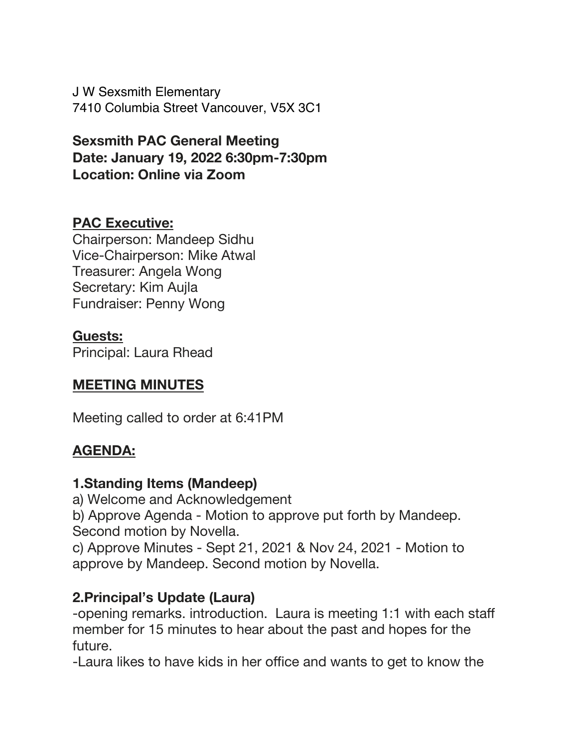J W Sexsmith Elementary
7410 Columbia Street Vancouver, V5X 3C1

**Sexsmith PAC General Meeting**
**Date: January 19, 2022 6:30pm-7:30pm**
**Location: Online via Zoom**

**PAC Executive:**
Chairperson: Mandeep Sidhu
Vice-Chairperson: Mike Atwal
Treasurer: Angela Wong
Secretary: Kim Aujla
Fundraiser: Penny Wong

**Guests:**
Principal: Laura Rhead

## MEETING MINUTES

Meeting called to order at 6:41PM

## AGENDA:

### 1.Standing Items (Mandeep)

a) Welcome and Acknowledgement
b) Approve Agenda - Motion to approve put forth by Mandeep. Second motion by Novella.
c) Approve Minutes - Sept 21, 2021 & Nov 24, 2021 - Motion to approve by Mandeep. Second motion by Novella.

### 2.Principal's Update (Laura)

-opening remarks. introduction. Laura is meeting 1:1 with each staff member for 15 minutes to hear about the past and hopes for the future.
-Laura likes to have kids in her office and wants to get to know the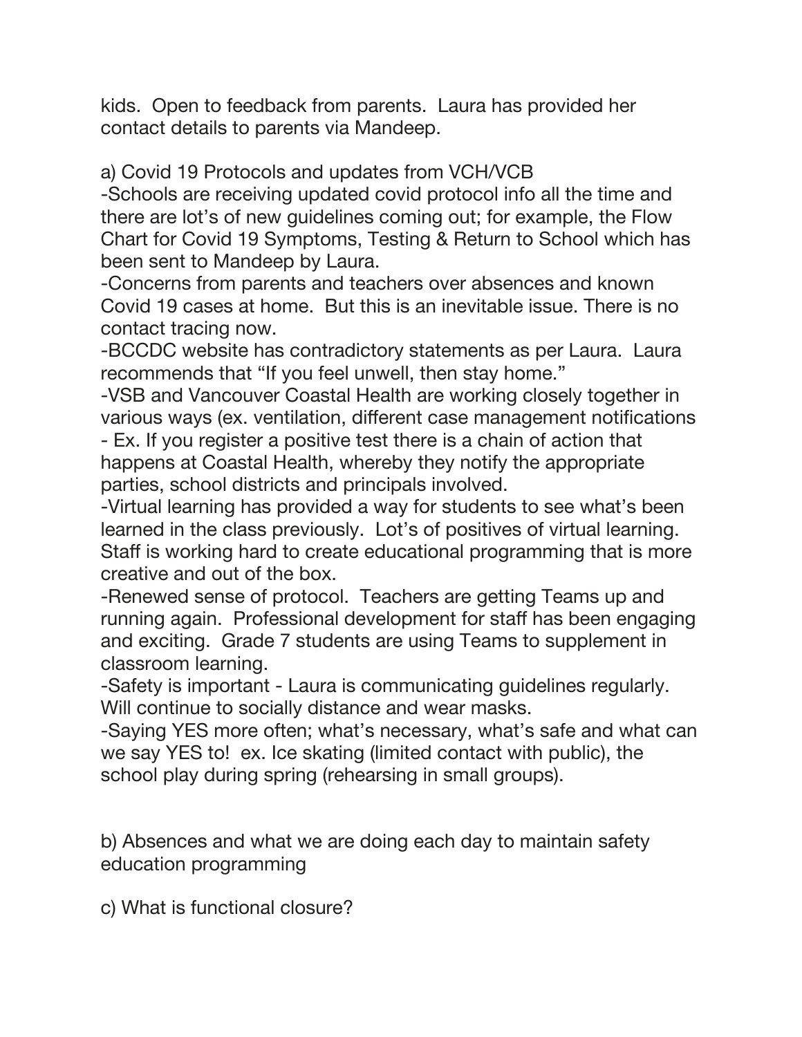kids. Open to feedback from parents. Laura has provided her contact details to parents via Mandeep.

a) Covid 19 Protocols and updates from VCH/VCB

-Schools are receiving updated covid protocol info all the time and there are lot's of new guidelines coming out; for example, the Flow Chart for Covid 19 Symptoms, Testing & Return to School which has been sent to Mandeep by Laura.

-Concerns from parents and teachers over absences and known Covid 19 cases at home. But this is an inevitable issue. There is no contact tracing now.

-BCCDC website has contradictory statements as per Laura. Laura recommends that "If you feel unwell, then stay home."

-VSB and Vancouver Coastal Health are working closely together in various ways (ex. ventilation, different case management notifications - Ex. If you register a positive test there is a chain of action that happens at Coastal Health, whereby they notify the appropriate parties, school districts and principals involved.

-Virtual learning has provided a way for students to see what's been learned in the class previously. Lot's of positives of virtual learning. Staff is working hard to create educational programming that is more creative and out of the box.

-Renewed sense of protocol. Teachers are getting Teams up and running again. Professional development for staff has been engaging and exciting. Grade 7 students are using Teams to supplement in classroom learning.

-Safety is important - Laura is communicating guidelines regularly. Will continue to socially distance and wear masks.

-Saying YES more often; what's necessary, what's safe and what can we say YES to! ex. Ice skating (limited contact with public), the school play during spring (rehearsing in small groups).

b) Absences and what we are doing each day to maintain safety education programming

c) What is functional closure?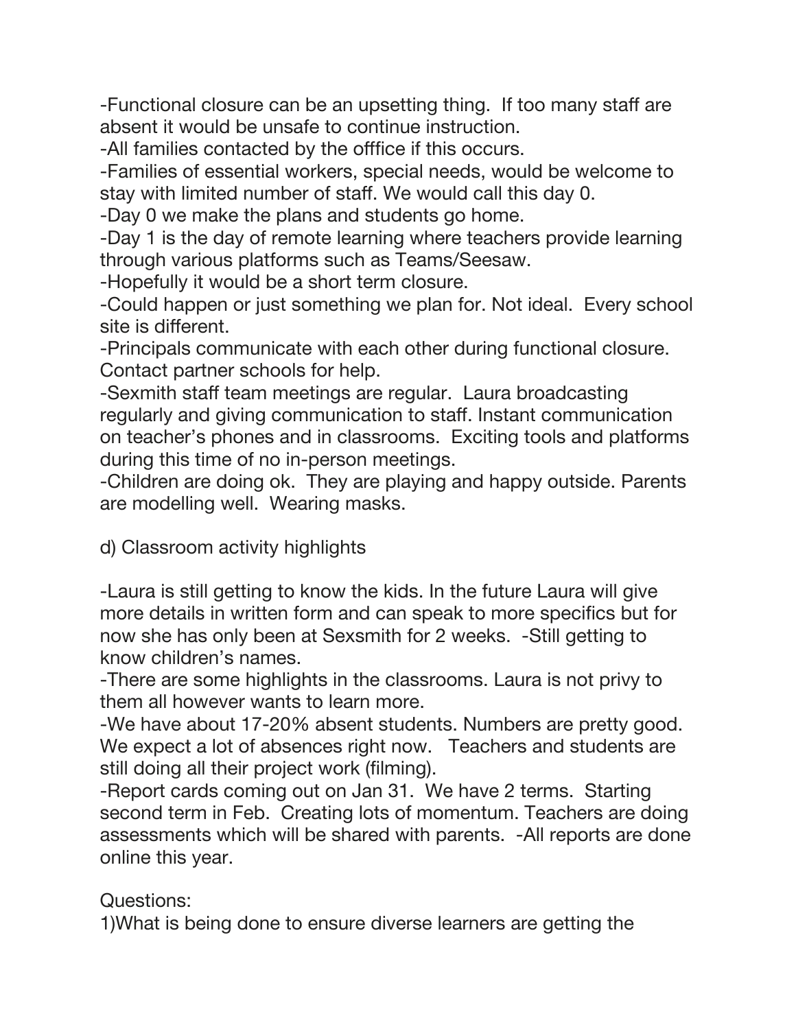-Functional closure can be an upsetting thing. If too many staff are absent it would be unsafe to continue instruction.

-All families contacted by the offfice if this occurs.

-Families of essential workers, special needs, would be welcome to stay with limited number of staff. We would call this day 0.

-Day 0 we make the plans and students go home.

-Day 1 is the day of remote learning where teachers provide learning through various platforms such as Teams/Seesaw.

-Hopefully it would be a short term closure.

-Could happen or just something we plan for. Not ideal. Every school site is different.

-Principals communicate with each other during functional closure. Contact partner schools for help.

-Sexmith staff team meetings are regular. Laura broadcasting regularly and giving communication to staff. Instant communication on teacher's phones and in classrooms. Exciting tools and platforms during this time of no in-person meetings.

-Children are doing ok. They are playing and happy outside. Parents are modelling well. Wearing masks.

d) Classroom activity highlights

-Laura is still getting to know the kids. In the future Laura will give more details in written form and can speak to more specifics but for now she has only been at Sexsmith for 2 weeks. -Still getting to know children's names.

-There are some highlights in the classrooms. Laura is not privy to them all however wants to learn more.

-We have about 17-20% absent students. Numbers are pretty good. We expect a lot of absences right now. Teachers and students are still doing all their project work (filming).

-Report cards coming out on Jan 31. We have 2 terms. Starting second term in Feb. Creating lots of momentum. Teachers are doing assessments which will be shared with parents. -All reports are done online this year.

Questions:

1)What is being done to ensure diverse learners are getting the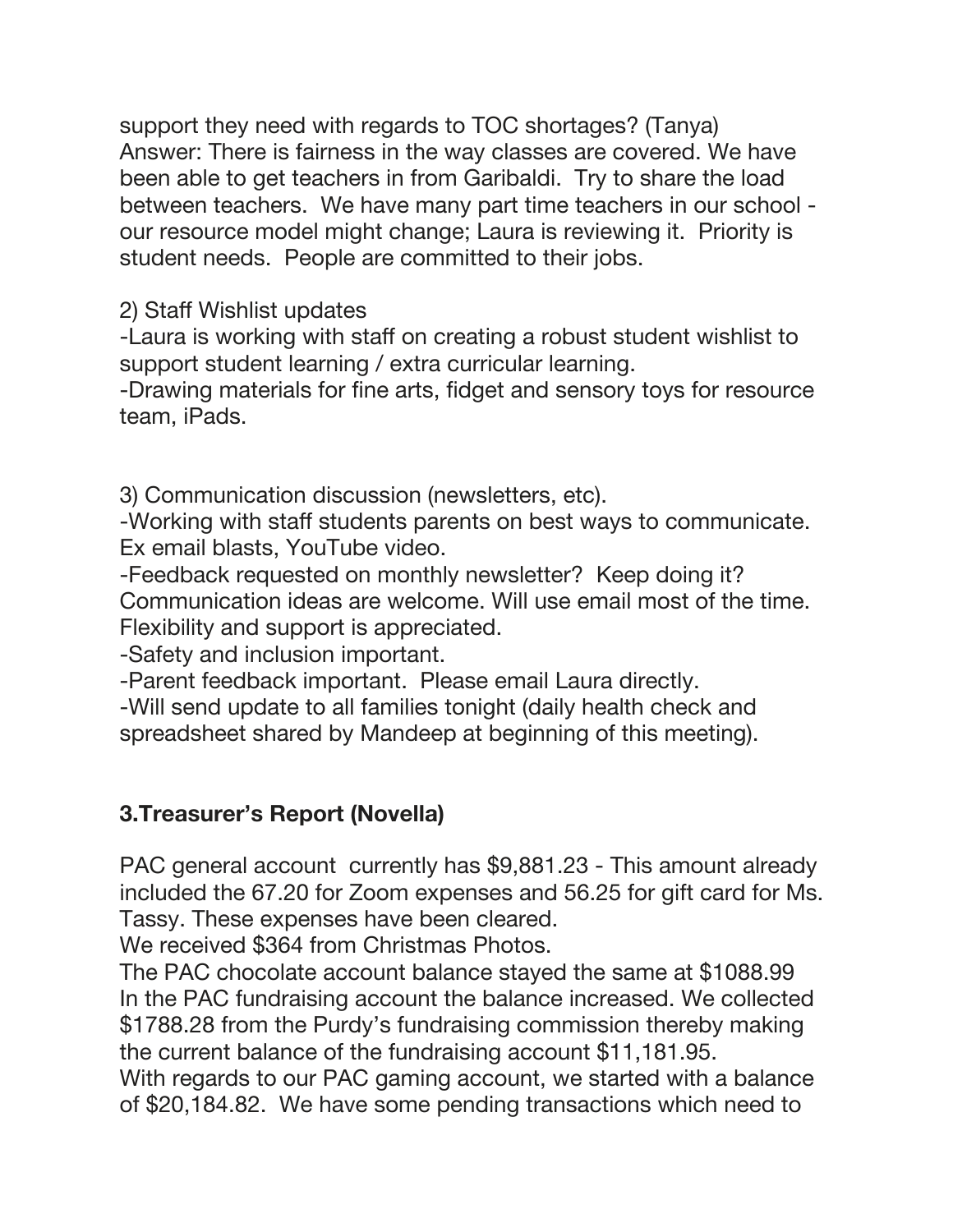support they need with regards to TOC shortages? (Tanya)
Answer: There is fairness in the way classes are covered. We have been able to get teachers in from Garibaldi. Try to share the load between teachers. We have many part time teachers in our school - our resource model might change; Laura is reviewing it. Priority is student needs. People are committed to their jobs.

2) Staff Wishlist updates

-Laura is working with staff on creating a robust student wishlist to support student learning / extra curricular learning.

-Drawing materials for fine arts, fidget and sensory toys for resource team, iPads.

3) Communication discussion (newsletters, etc).

-Working with staff students parents on best ways to communicate. Ex email blasts, YouTube video.

-Feedback requested on monthly newsletter? Keep doing it? Communication ideas are welcome. Will use email most of the time. Flexibility and support is appreciated.

-Safety and inclusion important.

-Parent feedback important. Please email Laura directly.

-Will send update to all families tonight (daily health check and spreadsheet shared by Mandeep at beginning of this meeting).

### 3.Treasurer's Report (Novella)

PAC general account currently has $9,881.23 - This amount already included the 67.20 for Zoom expenses and 56.25 for gift card for Ms. Tassy. These expenses have been cleared.

We received $364 from Christmas Photos.

The PAC chocolate account balance stayed the same at $1088.99

In the PAC fundraising account the balance increased. We collected $1788.28 from the Purdy's fundraising commission thereby making the current balance of the fundraising account $11,181.95.

With regards to our PAC gaming account, we started with a balance of $20,184.82. We have some pending transactions which need to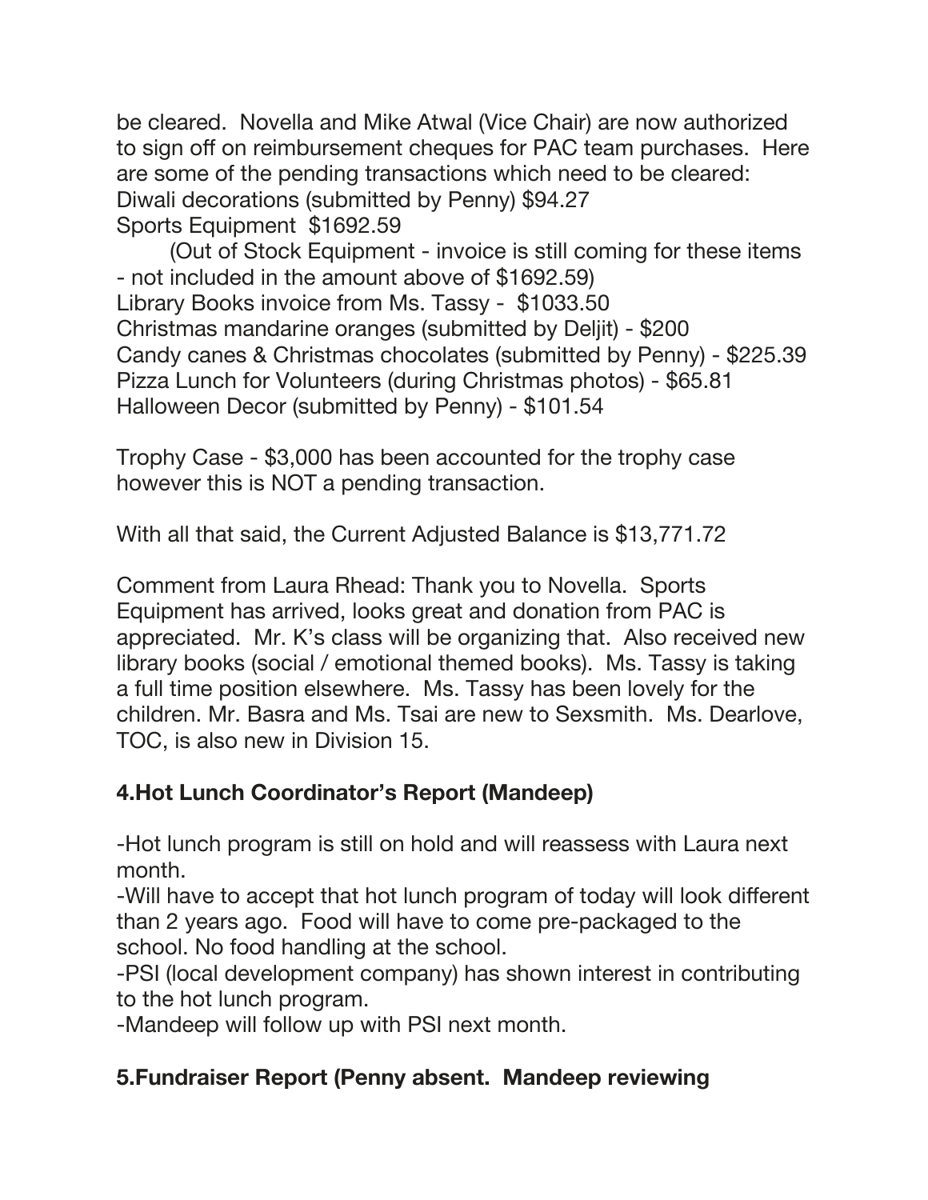be cleared. Novella and Mike Atwal (Vice Chair) are now authorized to sign off on reimbursement cheques for PAC team purchases. Here are some of the pending transactions which need to be cleared:
Diwali decorations (submitted by Penny) $94.27
Sports Equipment $1692.59
(Out of Stock Equipment - invoice is still coming for these items - not included in the amount above of $1692.59)
Library Books invoice from Ms. Tassy - $1033.50
Christmas mandarine oranges (submitted by Deljit) - $200
Candy canes & Christmas chocolates (submitted by Penny) - $225.39
Pizza Lunch for Volunteers (during Christmas photos) - $65.81
Halloween Decor (submitted by Penny) - $101.54

Trophy Case - $3,000 has been accounted for the trophy case however this is NOT a pending transaction.

With all that said, the Current Adjusted Balance is $13,771.72

Comment from Laura Rhead: Thank you to Novella. Sports Equipment has arrived, looks great and donation from PAC is appreciated. Mr. K's class will be organizing that. Also received new library books (social / emotional themed books). Ms. Tassy is taking a full time position elsewhere. Ms. Tassy has been lovely for the children. Mr. Basra and Ms. Tsai are new to Sexsmith. Ms. Dearlove, TOC, is also new in Division 15.

**4.Hot Lunch Coordinator's Report (Mandeep)**

-Hot lunch program is still on hold and will reassess with Laura next month.
-Will have to accept that hot lunch program of today will look different than 2 years ago. Food will have to come pre-packaged to the school. No food handling at the school.
-PSI (local development company) has shown interest in contributing to the hot lunch program.
-Mandeep will follow up with PSI next month.

**5.Fundraiser Report (Penny absent. Mandeep reviewing**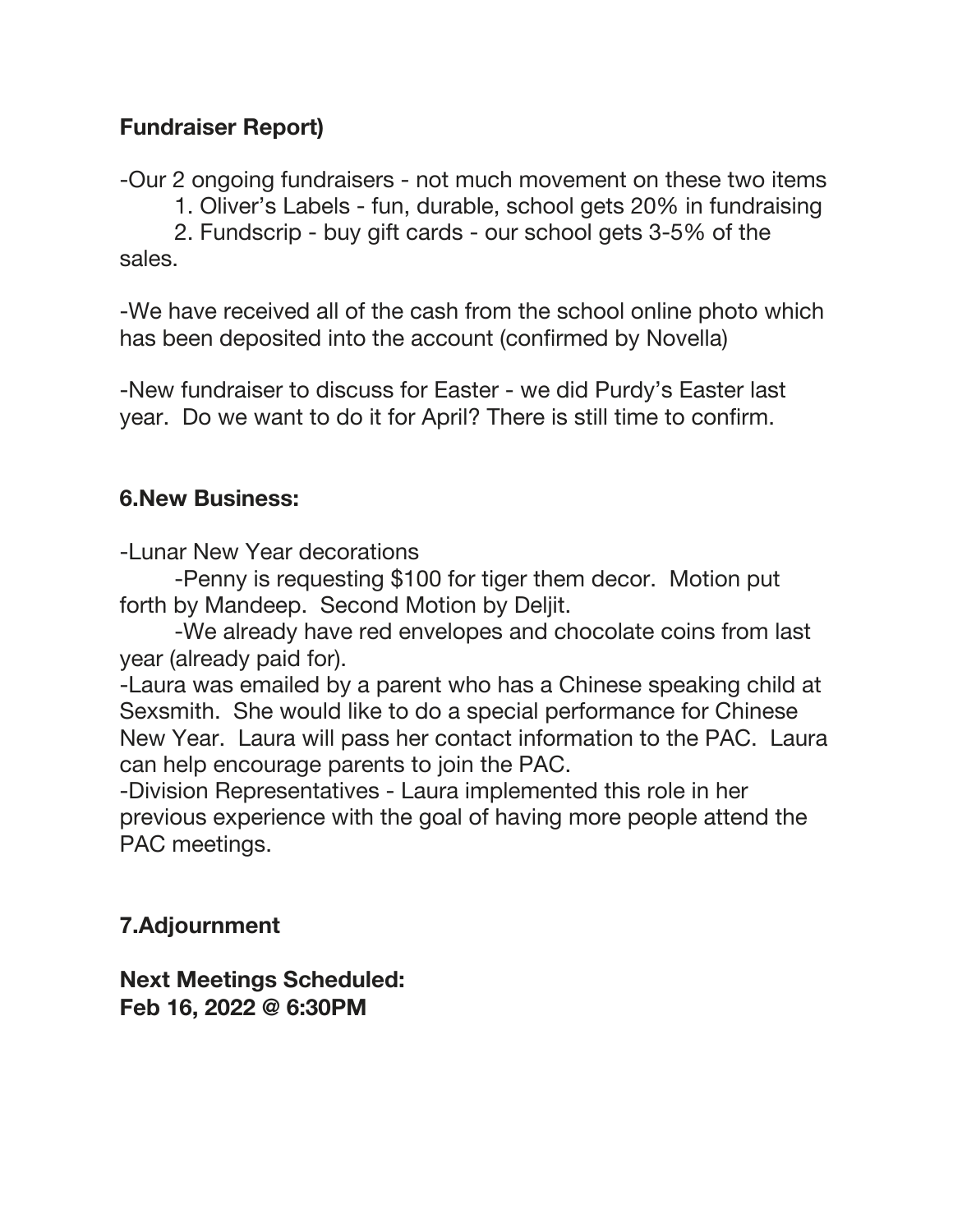**Fundraiser Report)**

-Our 2 ongoing fundraisers - not much movement on these two items

1. Oliver's Labels - fun, durable, school gets 20% in fundraising
2. Fundscrip - buy gift cards - our school gets 3-5% of the sales.

-We have received all of the cash from the school online photo which has been deposited into the account (confirmed by Novella)

-New fundraiser to discuss for Easter - we did Purdy's Easter last year. Do we want to do it for April? There is still time to confirm.

## 6.New Business:

-Lunar New Year decorations

-Penny is requesting $100 for tiger them decor. Motion put forth by Mandeep. Second Motion by Deljit.

-We already have red envelopes and chocolate coins from last year (already paid for).

-Laura was emailed by a parent who has a Chinese speaking child at Sexsmith. She would like to do a special performance for Chinese New Year. Laura will pass her contact information to the PAC. Laura can help encourage parents to join the PAC.

-Division Representatives - Laura implemented this role in her previous experience with the goal of having more people attend the PAC meetings.

## 7.Adjournment

**Next Meetings Scheduled:**
**Feb 16, 2022 @ 6:30PM**